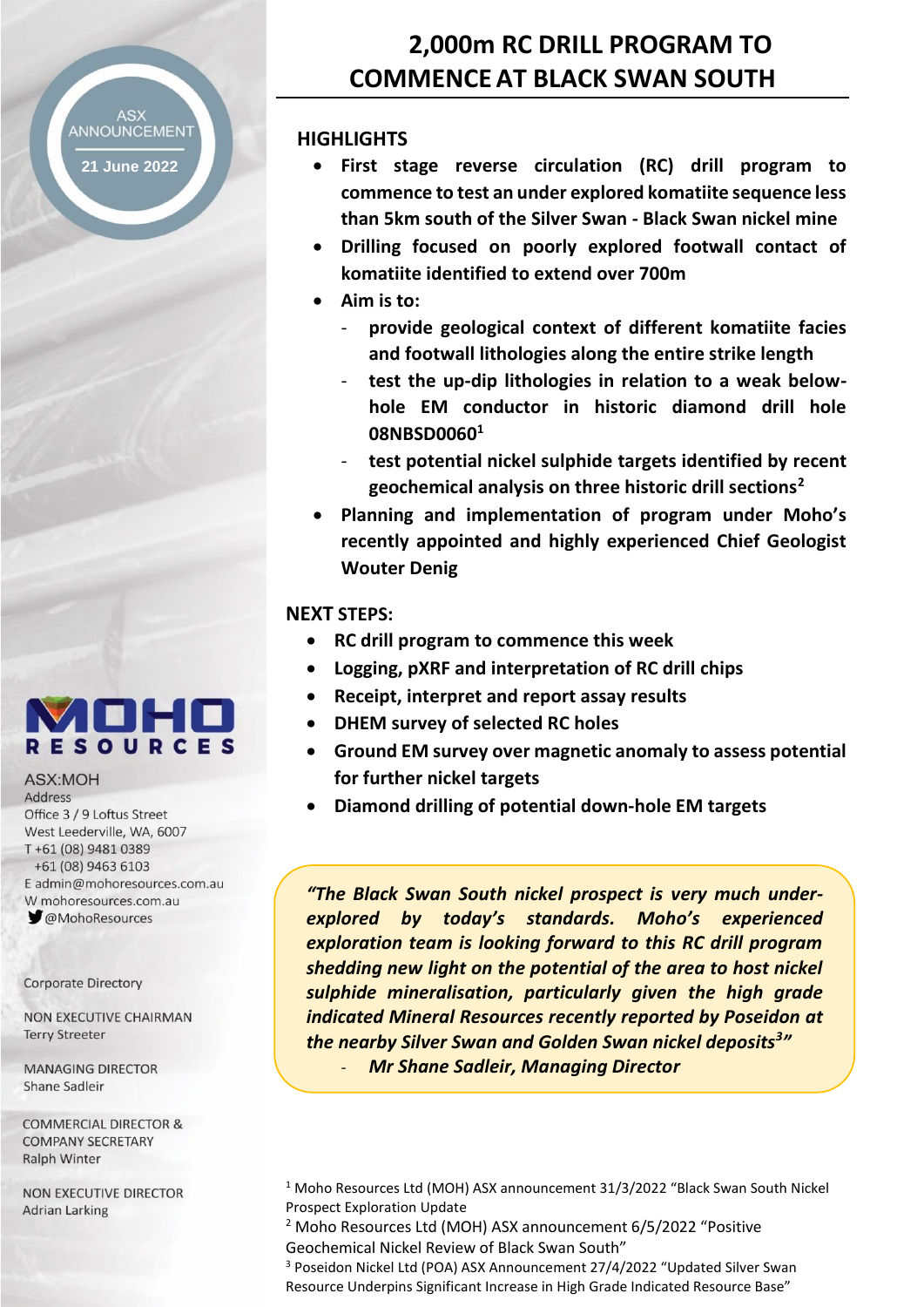ASX ANNOUNCEMENT

21 June 2022

# 2,000m RC DRILL PROGRAM TO COMMENCE AT BLACK SWAN SOUTH

## HIGHLIGHTS

- **First stage reverse circulation (RC) drill program to commence to test an under explored komatiite sequence less than 5km south of the Silver Swan - Black Swan nickel mine**
- **Drilling focused on poorly explored footwall contact of komatiite identified to extend over 700m**
- **Aim is to:**
  - **provide geological context of different komatiite facies and footwall lithologies along the entire strike length**
  - **test the up-dip lithologies in relation to a weak below-hole EM conductor in historic diamond drill hole 08NBSD0060[1]**
  - **test potential nickel sulphide targets identified by recent geochemical analysis on three historic drill sections[2]**
- **Planning and implementation of program under Moho's recently appointed and highly experienced Chief Geologist Wouter Denig**

## NEXT STEPS:

- **RC drill program to commence this week**
- **Logging, pXRF and interpretation of RC drill chips**
- **Receipt, interpret and report assay results**
- **DHEM survey of selected RC holes**
- **Ground EM survey over magnetic anomaly to assess potential for further nickel targets**
- **Diamond drilling of potential down-hole EM targets**

> ***"The Black Swan South nickel prospect is very much under-explored by today's standards. Moho's experienced exploration team is looking forward to this RC drill program shedding new light on the potential of the area to host nickel sulphide mineralisation, particularly given the high grade indicated Mineral Resources recently reported by Poseidon at the nearby Silver Swan and Golden Swan nickel deposits[3]"***
>
> - ***Mr Shane Sadleir, Managing Director***

MOHO RESOURCES

ASX:MOH

Address
Office 3 / 9 Loftus Street
West Leederville, WA, 6007
T +61 (08) 9481 0389
+61 (08) 9463 6103
E admin@mohoresources.com.au
W mohoresources.com.au
@MohoResources

Corporate Directory

NON EXECUTIVE CHAIRMAN
Terry Streeter

MANAGING DIRECTOR
Shane Sadleir

COMMERCIAL DIRECTOR & COMPANY SECRETARY
Ralph Winter

NON EXECUTIVE DIRECTOR
Adrian Larking

---

[1] Moho Resources Ltd (MOH) ASX announcement 31/3/2022 "Black Swan South Nickel Prospect Exploration Update

[2] Moho Resources Ltd (MOH) ASX announcement 6/5/2022 "Positive Geochemical Nickel Review of Black Swan South"

[3] Poseidon Nickel Ltd (POA) ASX Announcement 27/4/2022 "Updated Silver Swan Resource Underpins Significant Increase in High Grade Indicated Resource Base"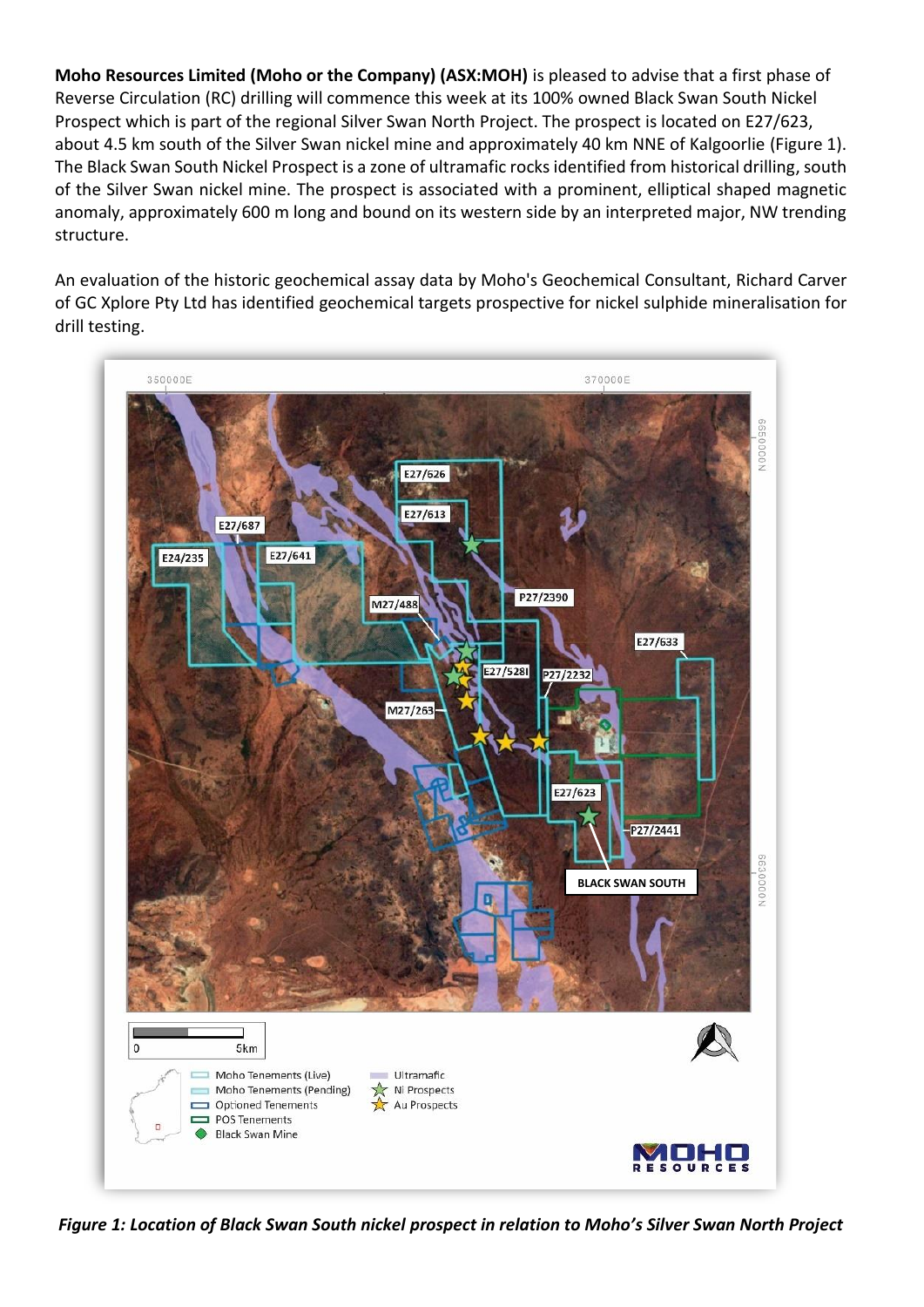**Moho Resources Limited (Moho or the Company) (ASX:MOH)** is pleased to advise that a first phase of Reverse Circulation (RC) drilling will commence this week at its 100% owned Black Swan South Nickel Prospect which is part of the regional Silver Swan North Project. The prospect is located on E27/623, about 4.5 km south of the Silver Swan nickel mine and approximately 40 km NNE of Kalgoorlie (Figure 1). The Black Swan South Nickel Prospect is a zone of ultramafic rocks identified from historical drilling, south of the Silver Swan nickel mine. The prospect is associated with a prominent, elliptical shaped magnetic anomaly, approximately 600 m long and bound on its western side by an interpreted major, NW trending structure.

An evaluation of the historic geochemical assay data by Moho's Geochemical Consultant, Richard Carver of GC Xplore Pty Ltd has identified geochemical targets prospective for nickel sulphide mineralisation for drill testing.

*Figure 1: Location of Black Swan South nickel prospect in relation to Moho's Silver Swan North Project*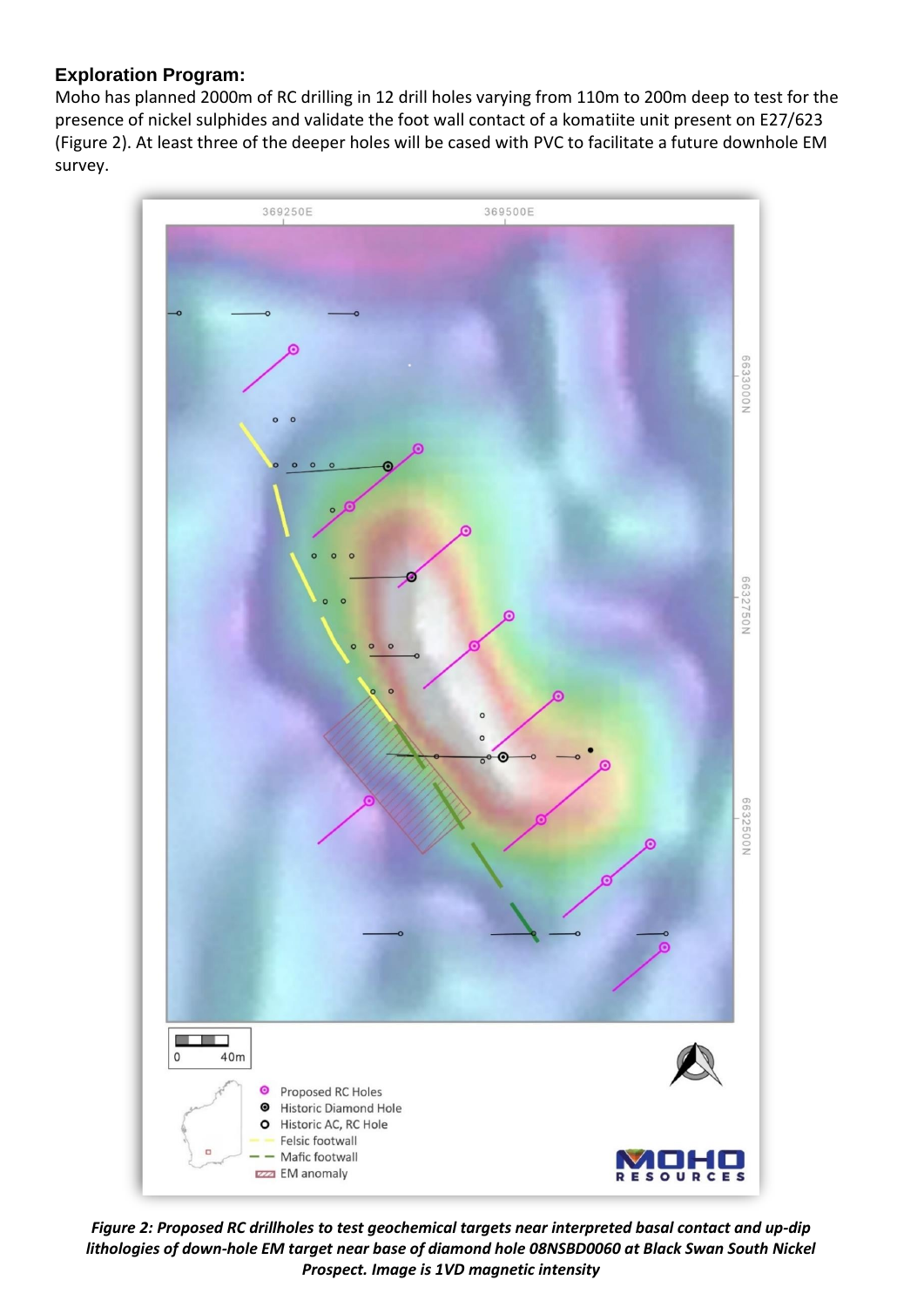### Exploration Program:

Moho has planned 2000m of RC drilling in 12 drill holes varying from 110m to 200m deep to test for the presence of nickel sulphides and validate the foot wall contact of a komatiite unit present on E27/623 (Figure 2). At least three of the deeper holes will be cased with PVC to facilitate a future downhole EM survey.

***Figure 2: Proposed RC drillholes to test geochemical targets near interpreted basal contact and up-dip lithologies of down-hole EM target near base of diamond hole 08NSBD0060 at Black Swan South Nickel Prospect. Image is 1VD magnetic intensity***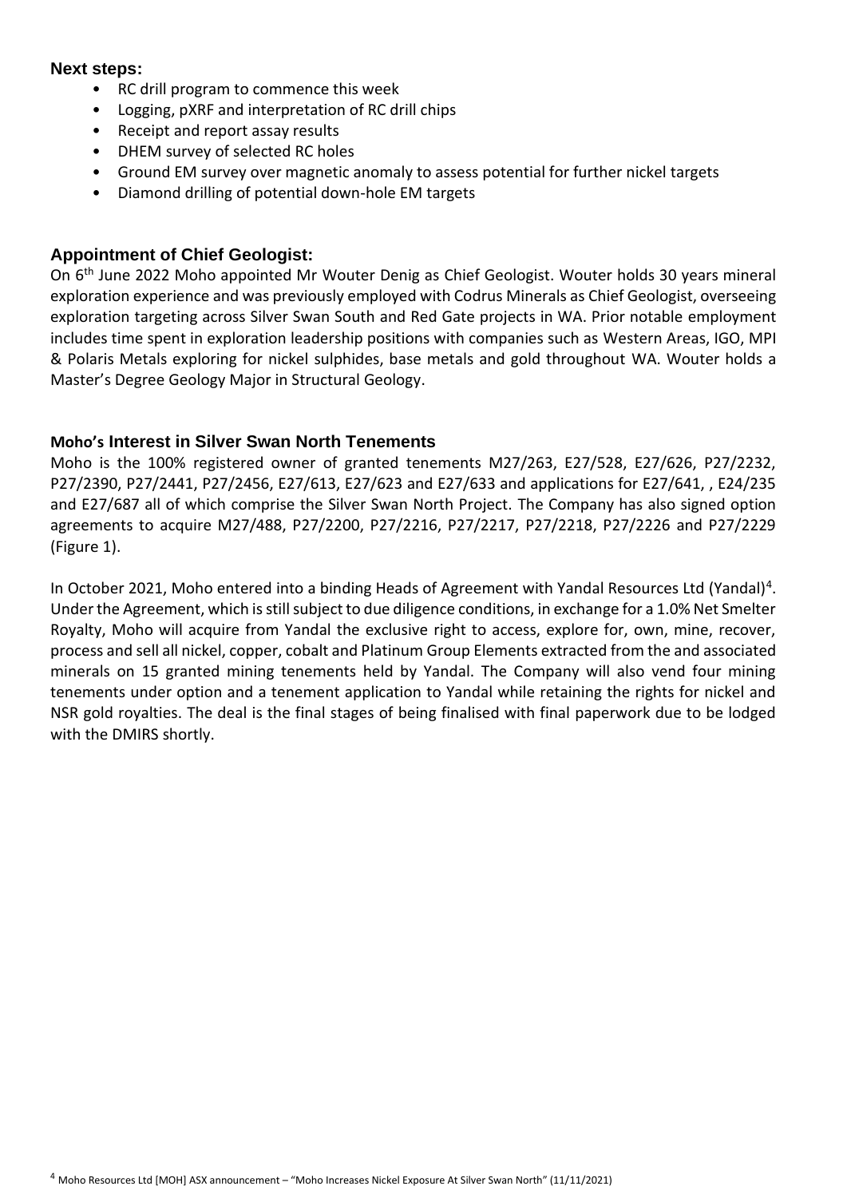## Next steps:

- RC drill program to commence this week
- Logging, pXRF and interpretation of RC drill chips
- Receipt and report assay results
- DHEM survey of selected RC holes
- Ground EM survey over magnetic anomaly to assess potential for further nickel targets
- Diamond drilling of potential down-hole EM targets

## Appointment of Chief Geologist:

On 6th June 2022 Moho appointed Mr Wouter Denig as Chief Geologist. Wouter holds 30 years mineral exploration experience and was previously employed with Codrus Minerals as Chief Geologist, overseeing exploration targeting across Silver Swan South and Red Gate projects in WA. Prior notable employment includes time spent in exploration leadership positions with companies such as Western Areas, IGO, MPI & Polaris Metals exploring for nickel sulphides, base metals and gold throughout WA. Wouter holds a Master's Degree Geology Major in Structural Geology.

## Moho's Interest in Silver Swan North Tenements

Moho is the 100% registered owner of granted tenements M27/263, E27/528, E27/626, P27/2232, P27/2390, P27/2441, P27/2456, E27/613, E27/623 and E27/633 and applications for E27/641, , E24/235 and E27/687 all of which comprise the Silver Swan North Project. The Company has also signed option agreements to acquire M27/488, P27/2200, P27/2216, P27/2217, P27/2218, P27/2226 and P27/2229 (Figure 1).

In October 2021, Moho entered into a binding Heads of Agreement with Yandal Resources Ltd (Yandal)[4]. Under the Agreement, which is still subject to due diligence conditions, in exchange for a 1.0% Net Smelter Royalty, Moho will acquire from Yandal the exclusive right to access, explore for, own, mine, recover, process and sell all nickel, copper, cobalt and Platinum Group Elements extracted from the and associated minerals on 15 granted mining tenements held by Yandal. The Company will also vend four mining tenements under option and a tenement application to Yandal while retaining the rights for nickel and NSR gold royalties. The deal is the final stages of being finalised with final paperwork due to be lodged with the DMIRS shortly.

[4] Moho Resources Ltd [MOH] ASX announcement – "Moho Increases Nickel Exposure At Silver Swan North" (11/11/2021)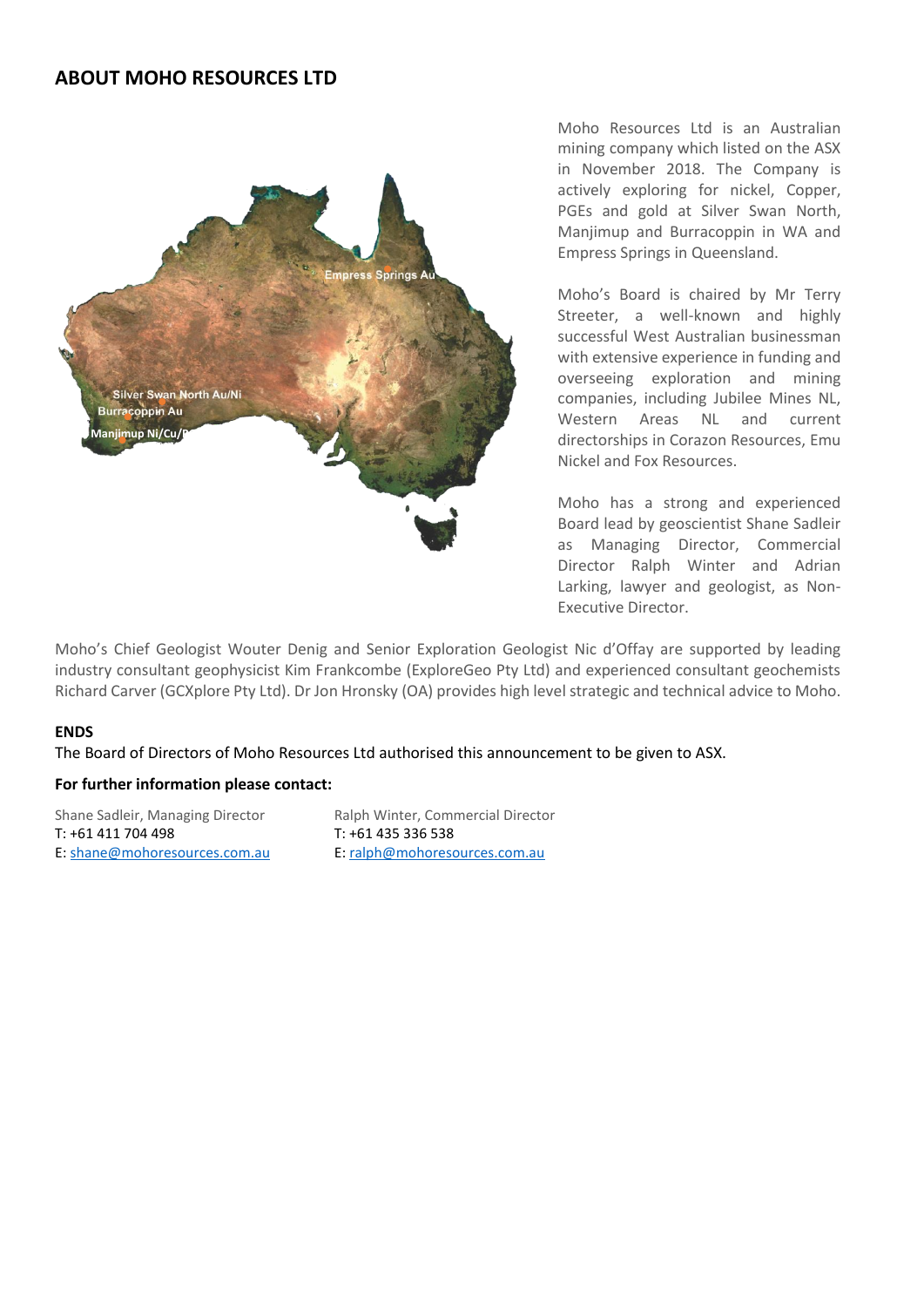## ABOUT MOHO RESOURCES LTD

Empress Springs Au

Silver Swan North Au/Ni

Burracoppin Au

Manjimup Ni/Cu/P

Moho Resources Ltd is an Australian mining company which listed on the ASX in November 2018. The Company is actively exploring for nickel, Copper, PGEs and gold at Silver Swan North, Manjimup and Burracoppin in WA and Empress Springs in Queensland.

Moho's Board is chaired by Mr Terry Streeter, a well-known and highly successful West Australian businessman with extensive experience in funding and overseeing exploration and mining companies, including Jubilee Mines NL, Western Areas NL and current directorships in Corazon Resources, Emu Nickel and Fox Resources.

Moho has a strong and experienced Board lead by geoscientist Shane Sadleir as Managing Director, Commercial Director Ralph Winter and Adrian Larking, lawyer and geologist, as Non-Executive Director.

Moho's Chief Geologist Wouter Denig and Senior Exploration Geologist Nic d'Offay are supported by leading industry consultant geophysicist Kim Frankcombe (ExploreGeo Pty Ltd) and experienced consultant geochemists Richard Carver (GCXplore Pty Ltd). Dr Jon Hronsky (OA) provides high level strategic and technical advice to Moho.

**ENDS**

The Board of Directors of Moho Resources Ltd authorised this announcement to be given to ASX.

**For further information please contact:**

Shane Sadleir, Managing Director
T: +61 411 704 498
E: shane@mohoresources.com.au

Ralph Winter, Commercial Director
T: +61 435 336 538
E: ralph@mohoresources.com.au